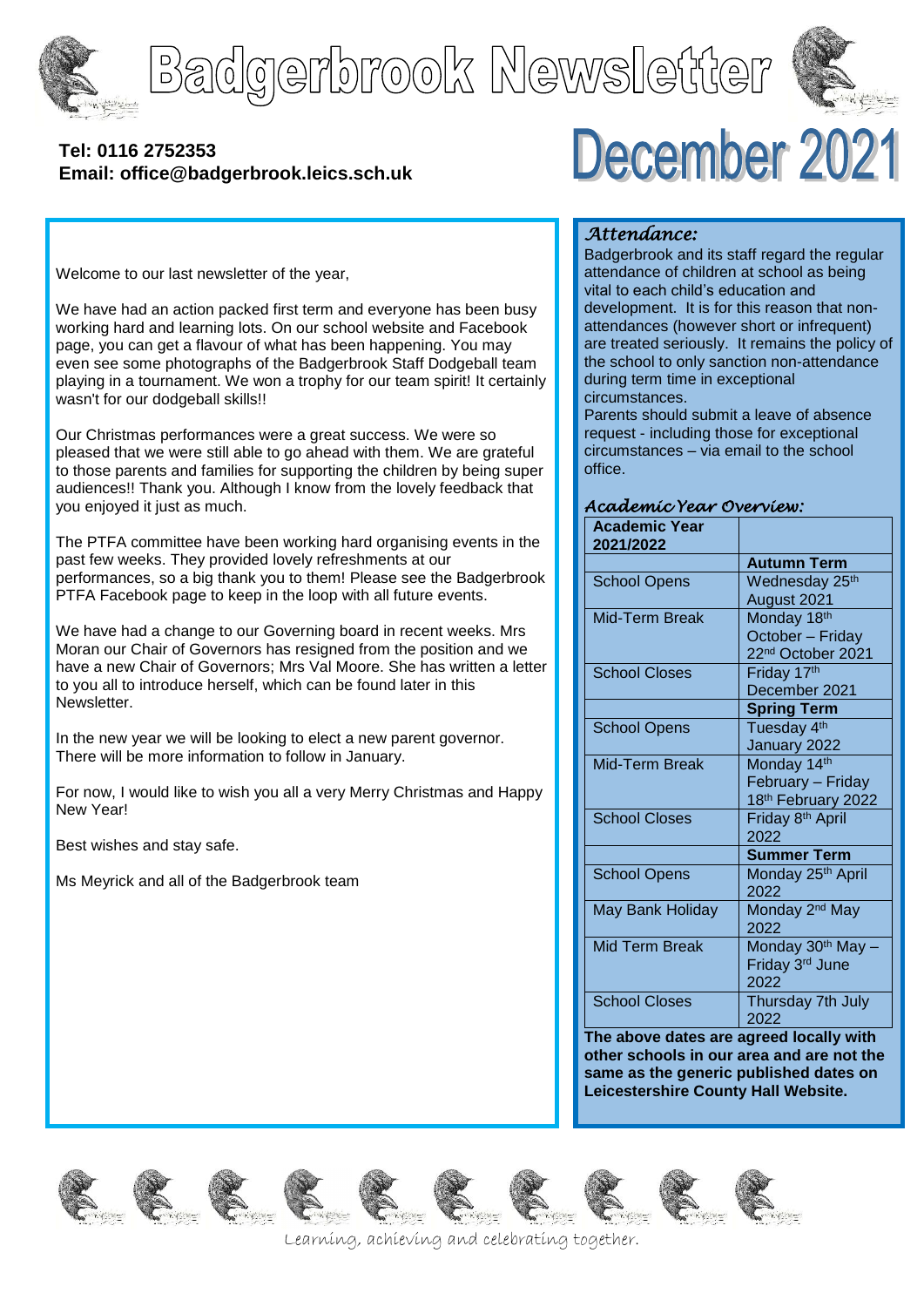# Badgerbrook Newsletter

**Tel: 0116 2752353**
**Email: office@badgerbrook.leics.sch.uk**

# December 2021

Welcome to our last newsletter of the year,

We have had an action packed first term and everyone has been busy working hard and learning lots. On our school website and Facebook page, you can get a flavour of what has been happening. You may even see some photographs of the Badgerbrook Staff Dodgeball team playing in a tournament. We won a trophy for our team spirit! It certainly wasn't for our dodgeball skills!!

Our Christmas performances were a great success. We were so pleased that we were still able to go ahead with them. We are grateful to those parents and families for supporting the children by being super audiences!! Thank you. Although I know from the lovely feedback that you enjoyed it just as much.

The PTFA committee have been working hard organising events in the past few weeks. They provided lovely refreshments at our performances, so a big thank you to them! Please see the Badgerbrook PTFA Facebook page to keep in the loop with all future events.

We have had a change to our Governing board in recent weeks. Mrs Moran our Chair of Governors has resigned from the position and we have a new Chair of Governors; Mrs Val Moore. She has written a letter to you all to introduce herself, which can be found later in this Newsletter.

In the new year we will be looking to elect a new parent governor. There will be more information to follow in January.

For now, I would like to wish you all a very Merry Christmas and Happy New Year!

Best wishes and stay safe.

Ms Meyrick and all of the Badgerbrook team

## *Attendance:*

Badgerbrook and its staff regard the regular attendance of children at school as being vital to each child's education and development. It is for this reason that non-attendances (however short or infrequent) are treated seriously. It remains the policy of the school to only sanction non-attendance during term time in exceptional circumstances.
Parents should submit a leave of absence request - including those for exceptional circumstances – via email to the school office.

## *Academic Year Overview:*

| **Academic Year 2021/2022** | |
|---|---|
| | **Autumn Term** |
| School Opens | Wednesday 25th August 2021 |
| Mid-Term Break | Monday 18th October – Friday 22nd October 2021 |
| School Closes | Friday 17th December 2021 |
| | **Spring Term** |
| School Opens | Tuesday 4th January 2022 |
| Mid-Term Break | Monday 14th February – Friday 18th February 2022 |
| School Closes | Friday 8th April 2022 |
| | **Summer Term** |
| School Opens | Monday 25th April 2022 |
| May Bank Holiday | Monday 2nd May 2022 |
| Mid Term Break | Monday 30th May – Friday 3rd June 2022 |
| School Closes | Thursday 7th July 2022 |

**The above dates are agreed locally with other schools in our area and are not the same as the generic published dates on Leicestershire County Hall Website.**

*Learning, achieving and celebrating together.*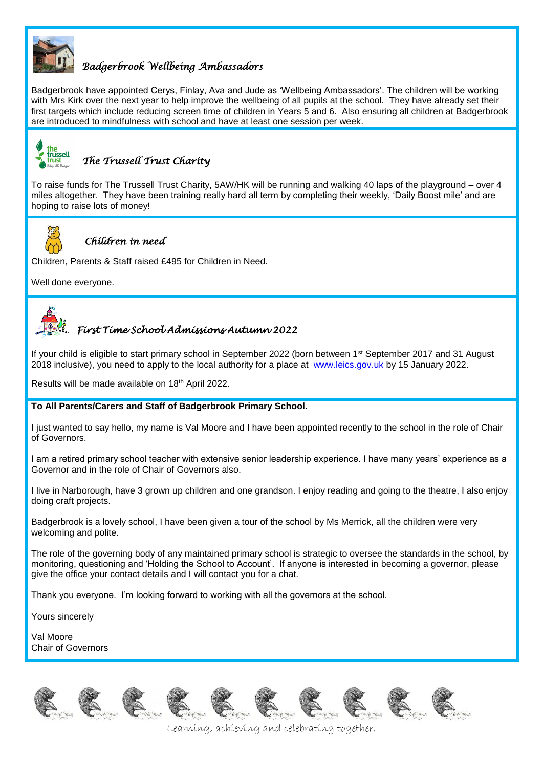## *Badgerbrook Wellbeing Ambassadors*

Badgerbrook have appointed Cerys, Finlay, Ava and Jude as 'Wellbeing Ambassadors'. The children will be working with Mrs Kirk over the next year to help improve the wellbeing of all pupils at the school. They have already set their first targets which include reducing screen time of children in Years 5 and 6. Also ensuring all children at Badgerbrook are introduced to mindfulness with school and have at least one session per week.

## *The Trussell Trust Charity*

To raise funds for The Trussell Trust Charity, 5AW/HK will be running and walking 40 laps of the playground – over 4 miles altogether. They have been training really hard all term by completing their weekly, 'Daily Boost mile' and are hoping to raise lots of money!

## *Children in need*

Children, Parents & Staff raised £495 for Children in Need.

Well done everyone.

## *First Time School Admissions Autumn 2022*

If your child is eligible to start primary school in September 2022 (born between 1st September 2017 and 31 August 2018 inclusive), you need to apply to the local authority for a place at www.leics.gov.uk by 15 January 2022.

Results will be made available on 18th April 2022.

**To All Parents/Carers and Staff of Badgerbrook Primary School.**

I just wanted to say hello, my name is Val Moore and I have been appointed recently to the school in the role of Chair of Governors.

I am a retired primary school teacher with extensive senior leadership experience. I have many years' experience as a Governor and in the role of Chair of Governors also.

I live in Narborough, have 3 grown up children and one grandson. I enjoy reading and going to the theatre, I also enjoy doing craft projects.

Badgerbrook is a lovely school, I have been given a tour of the school by Ms Merrick, all the children were very welcoming and polite.

The role of the governing body of any maintained primary school is strategic to oversee the standards in the school, by monitoring, questioning and 'Holding the School to Account'. If anyone is interested in becoming a governor, please give the office your contact details and I will contact you for a chat.

Thank you everyone. I'm looking forward to working with all the governors at the school.

Yours sincerely

Val Moore
Chair of Governors

*Learning, achieving and celebrating together.*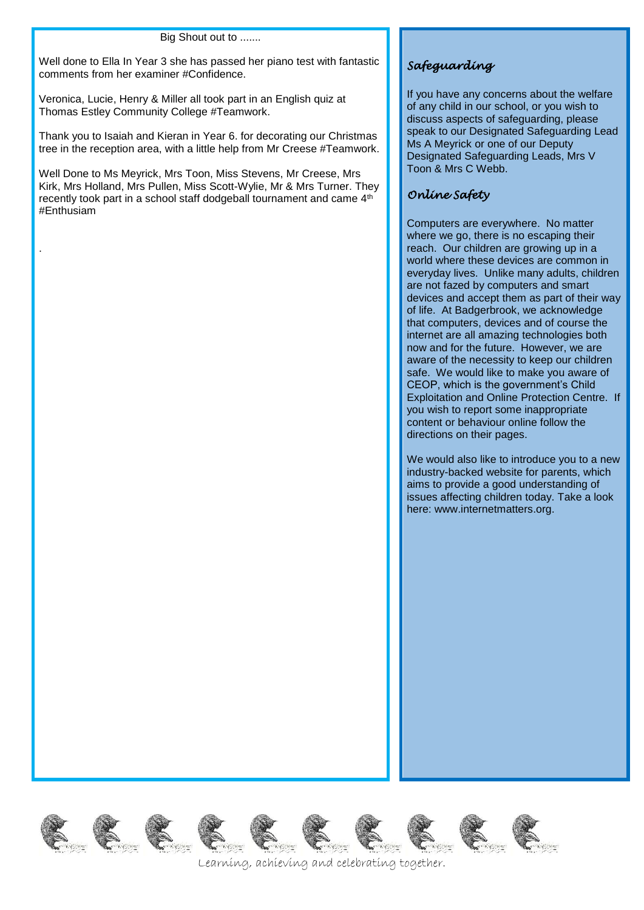Big Shout out to .......

Well done to Ella In Year 3 she has passed her piano test with fantastic comments from her examiner #Confidence.

Veronica, Lucie, Henry & Miller all took part in an English quiz at Thomas Estley Community College #Teamwork.

Thank you to Isaiah and Kieran in Year 6. for decorating our Christmas tree in the reception area, with a little help from Mr Creese #Teamwork.

Well Done to Ms Meyrick, Mrs Toon, Miss Stevens, Mr Creese, Mrs Kirk, Mrs Holland, Mrs Pullen, Miss Scott-Wylie, Mr & Mrs Turner. They recently took part in a school staff dodgeball tournament and came 4th #Enthusiam

.

## *Safeguarding*

If you have any concerns about the welfare of any child in our school, or you wish to discuss aspects of safeguarding, please speak to our Designated Safeguarding Lead Ms A Meyrick or one of our Deputy Designated Safeguarding Leads, Mrs V Toon & Mrs C Webb.

## *Online Safety*

Computers are everywhere. No matter where we go, there is no escaping their reach. Our children are growing up in a world where these devices are common in everyday lives. Unlike many adults, children are not fazed by computers and smart devices and accept them as part of their way of life. At Badgerbrook, we acknowledge that computers, devices and of course the internet are all amazing technologies both now and for the future. However, we are aware of the necessity to keep our children safe. We would like to make you aware of CEOP, which is the government's Child Exploitation and Online Protection Centre. If you wish to report some inappropriate content or behaviour online follow the directions on their pages.

We would also like to introduce you to a new industry-backed website for parents, which aims to provide a good understanding of issues affecting children today. Take a look here: www.internetmatters.org.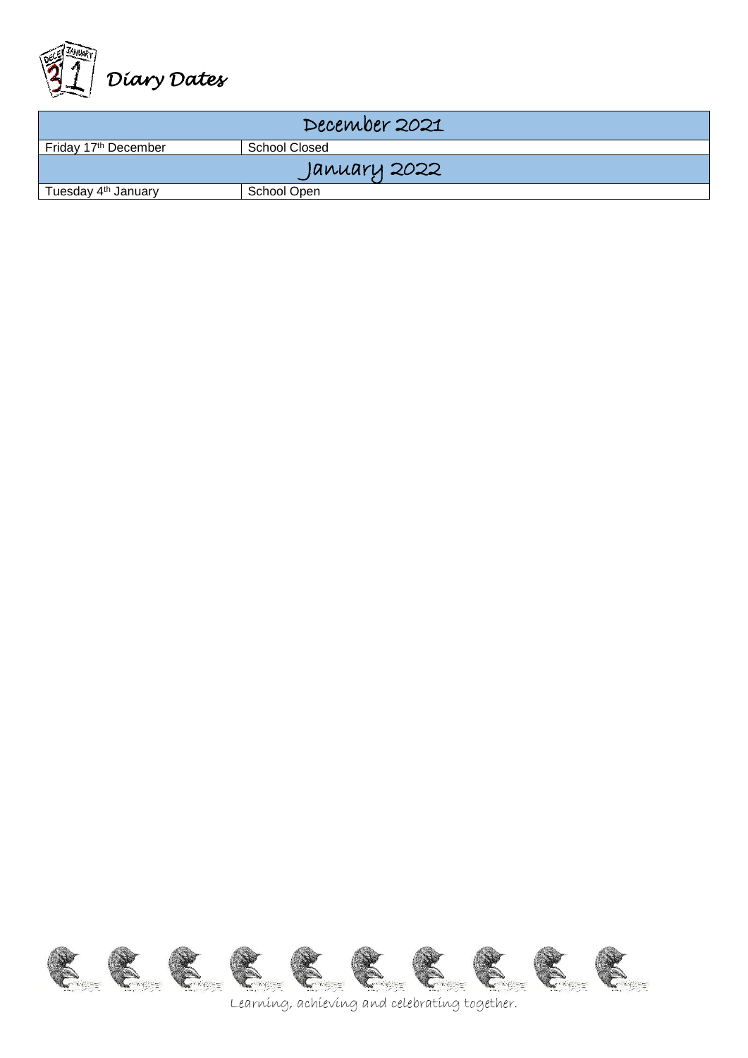# *Diary Dates*

| | |
|---|---|
| **December 2021** | |
| Friday 17th December | School Closed |
| **January 2022** | |
| Tuesday 4th January | School Open |

Learning, achieving and celebrating together.